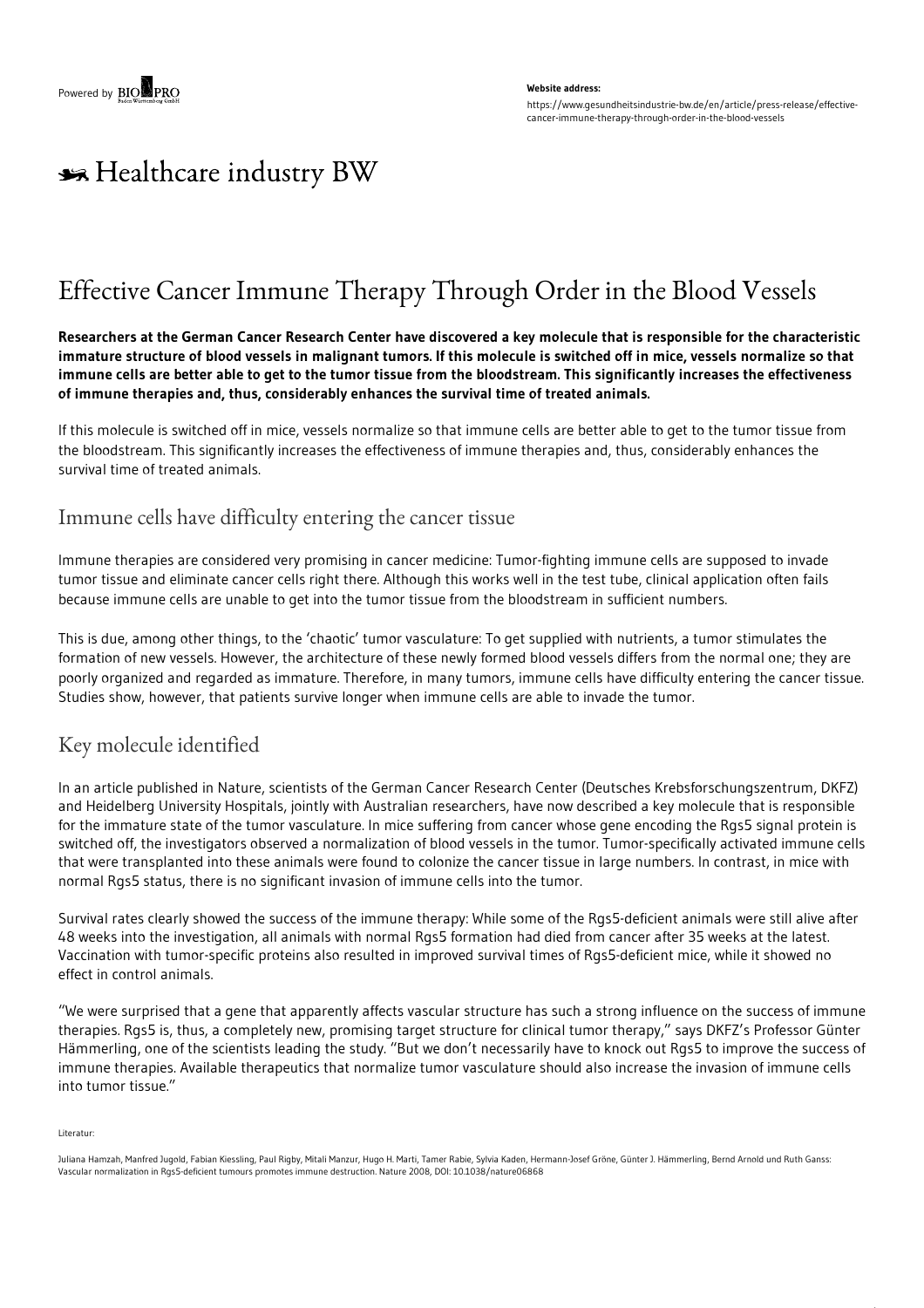Powered by BIOPRO

**Website address:**

https://www.gesundheitsindustrie-bw.de/en/article/press-release/effective-cancer-immune-therapy-through-order-in-the-blood-vessels

# Healthcare industry BW

# Effective Cancer Immune Therapy Through Order in the Blood Vessels

**Researchers at the German Cancer Research Center have discovered a key molecule that is responsible for the characteristic immature structure of blood vessels in malignant tumors. If this molecule is switched off in mice, vessels normalize so that immune cells are better able to get to the tumor tissue from the bloodstream. This significantly increases the effectiveness of immune therapies and, thus, considerably enhances the survival time of treated animals.**

If this molecule is switched off in mice, vessels normalize so that immune cells are better able to get to the tumor tissue from the bloodstream. This significantly increases the effectiveness of immune therapies and, thus, considerably enhances the survival time of treated animals.

## Immune cells have difficulty entering the cancer tissue

Immune therapies are considered very promising in cancer medicine: Tumor-fighting immune cells are supposed to invade tumor tissue and eliminate cancer cells right there. Although this works well in the test tube, clinical application often fails because immune cells are unable to get into the tumor tissue from the bloodstream in sufficient numbers.

This is due, among other things, to the 'chaotic' tumor vasculature: To get supplied with nutrients, a tumor stimulates the formation of new vessels. However, the architecture of these newly formed blood vessels differs from the normal one; they are poorly organized and regarded as immature. Therefore, in many tumors, immune cells have difficulty entering the cancer tissue. Studies show, however, that patients survive longer when immune cells are able to invade the tumor.

## Key molecule identified

In an article published in Nature, scientists of the German Cancer Research Center (Deutsches Krebsforschungszentrum, DKFZ) and Heidelberg University Hospitals, jointly with Australian researchers, have now described a key molecule that is responsible for the immature state of the tumor vasculature. In mice suffering from cancer whose gene encoding the Rgs5 signal protein is switched off, the investigators observed a normalization of blood vessels in the tumor. Tumor-specifically activated immune cells that were transplanted into these animals were found to colonize the cancer tissue in large numbers. In contrast, in mice with normal Rgs5 status, there is no significant invasion of immune cells into the tumor.

Survival rates clearly showed the success of the immune therapy: While some of the Rgs5-deficient animals were still alive after 48 weeks into the investigation, all animals with normal Rgs5 formation had died from cancer after 35 weeks at the latest. Vaccination with tumor-specific proteins also resulted in improved survival times of Rgs5-deficient mice, while it showed no effect in control animals.

"We were surprised that a gene that apparently affects vascular structure has such a strong influence on the success of immune therapies. Rgs5 is, thus, a completely new, promising target structure for clinical tumor therapy," says DKFZ's Professor Günter Hämmerling, one of the scientists leading the study. "But we don't necessarily have to knock out Rgs5 to improve the success of immune therapies. Available therapeutics that normalize tumor vasculature should also increase the invasion of immune cells into tumor tissue."

Literatur:

Juliana Hamzah, Manfred Jugold, Fabian Kiessling, Paul Rigby, Mitali Manzur, Hugo H. Marti, Tamer Rabie, Sylvia Kaden, Hermann-Josef Gröne, Günter J. Hämmerling, Bernd Arnold und Ruth Ganss: Vascular normalization in Rgs5-deficient tumours promotes immune destruction. Nature 2008, DOI: 10.1038/nature06868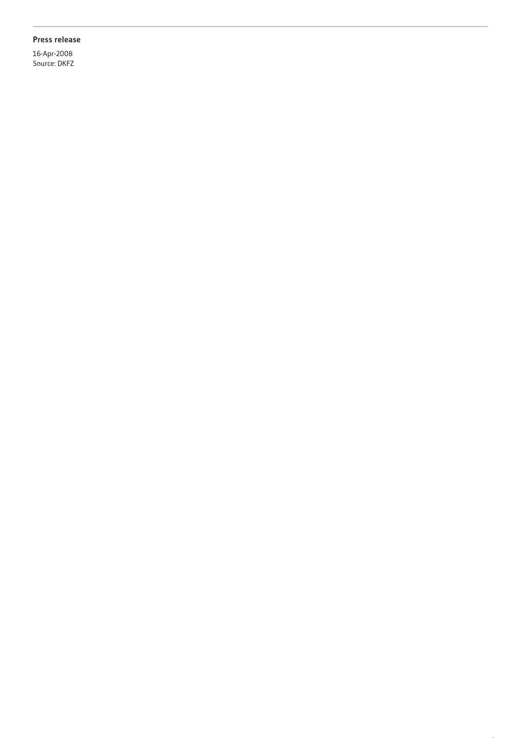**Press release**

16-Apr-2008
Source: DKFZ